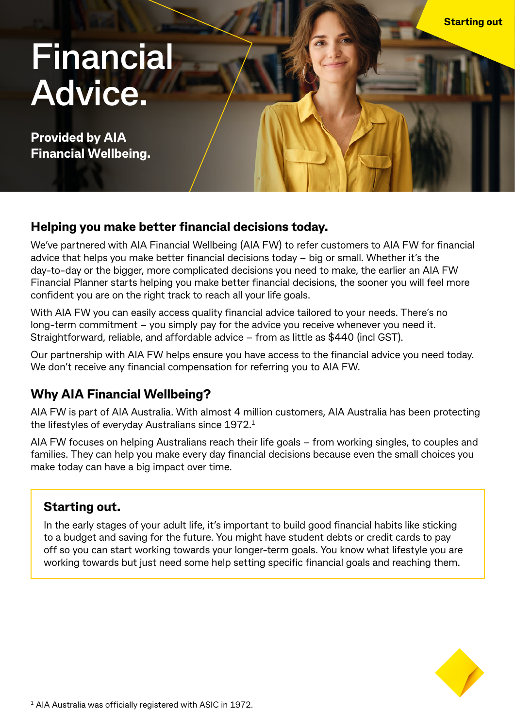Starting out

# Financial Advice.

**Provided by AIA Financial Wellbeing.**

## Helping you make better financial decisions today.

We've partnered with AIA Financial Wellbeing (AIA FW) to refer customers to AIA FW for financial advice that helps you make better financial decisions today – big or small. Whether it's the day-to-day or the bigger, more complicated decisions you need to make, the earlier an AIA FW Financial Planner starts helping you make better financial decisions, the sooner you will feel more confident you are on the right track to reach all your life goals.

With AIA FW you can easily access quality financial advice tailored to your needs. There's no long-term commitment – you simply pay for the advice you receive whenever you need it. Straightforward, reliable, and affordable advice – from as little as $440 (incl GST).

Our partnership with AIA FW helps ensure you have access to the financial advice you need today. We don't receive any financial compensation for referring you to AIA FW.

## Why AIA Financial Wellbeing?

AIA FW is part of AIA Australia. With almost 4 million customers, AIA Australia has been protecting the lifestyles of everyday Australians since 1972.[1]

AIA FW focuses on helping Australians reach their life goals – from working singles, to couples and families. They can help you make every day financial decisions because even the small choices you make today can have a big impact over time.

### Starting out.

In the early stages of your adult life, it's important to build good financial habits like sticking to a budget and saving for the future. You might have student debts or credit cards to pay off so you can start working towards your longer-term goals. You know what lifestyle you are working towards but just need some help setting specific financial goals and reaching them.

[1] AIA Australia was officially registered with ASIC in 1972.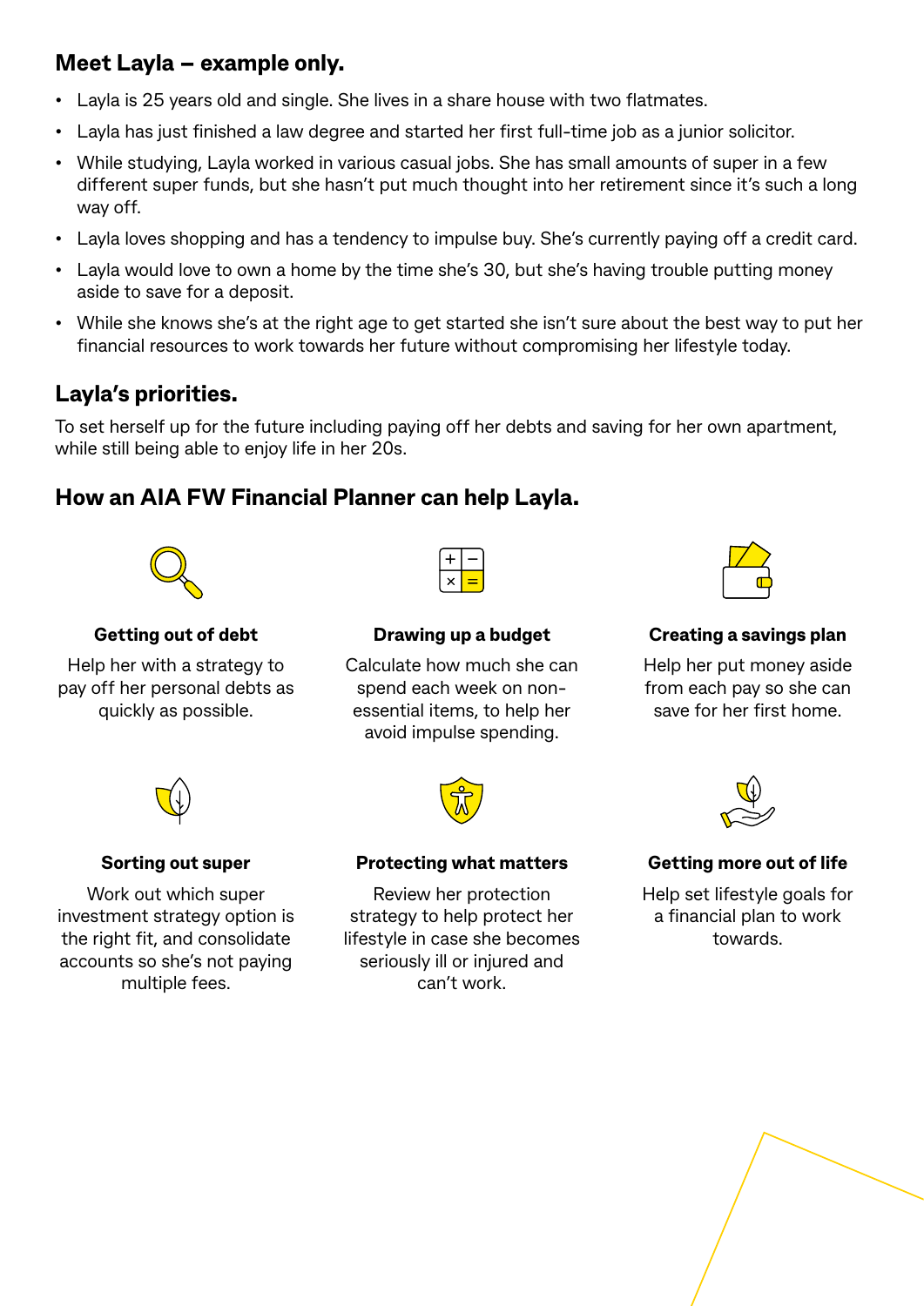## Meet Layla – example only.

- Layla is 25 years old and single. She lives in a share house with two flatmates.
- Layla has just finished a law degree and started her first full-time job as a junior solicitor.
- While studying, Layla worked in various casual jobs. She has small amounts of super in a few different super funds, but she hasn't put much thought into her retirement since it's such a long way off.
- Layla loves shopping and has a tendency to impulse buy. She's currently paying off a credit card.
- Layla would love to own a home by the time she's 30, but she's having trouble putting money aside to save for a deposit.
- While she knows she's at the right age to get started she isn't sure about the best way to put her financial resources to work towards her future without compromising her lifestyle today.

## Layla's priorities.

To set herself up for the future including paying off her debts and saving for her own apartment, while still being able to enjoy life in her 20s.

## How an AIA FW Financial Planner can help Layla.

**Getting out of debt**

Help her with a strategy to pay off her personal debts as quickly as possible.

**Drawing up a budget**

Calculate how much she can spend each week on non-essential items, to help her avoid impulse spending.

**Creating a savings plan**

Help her put money aside from each pay so she can save for her first home.

**Sorting out super**

Work out which super investment strategy option is the right fit, and consolidate accounts so she's not paying multiple fees.

**Protecting what matters**

Review her protection strategy to help protect her lifestyle in case she becomes seriously ill or injured and can't work.

**Getting more out of life**

Help set lifestyle goals for a financial plan to work towards.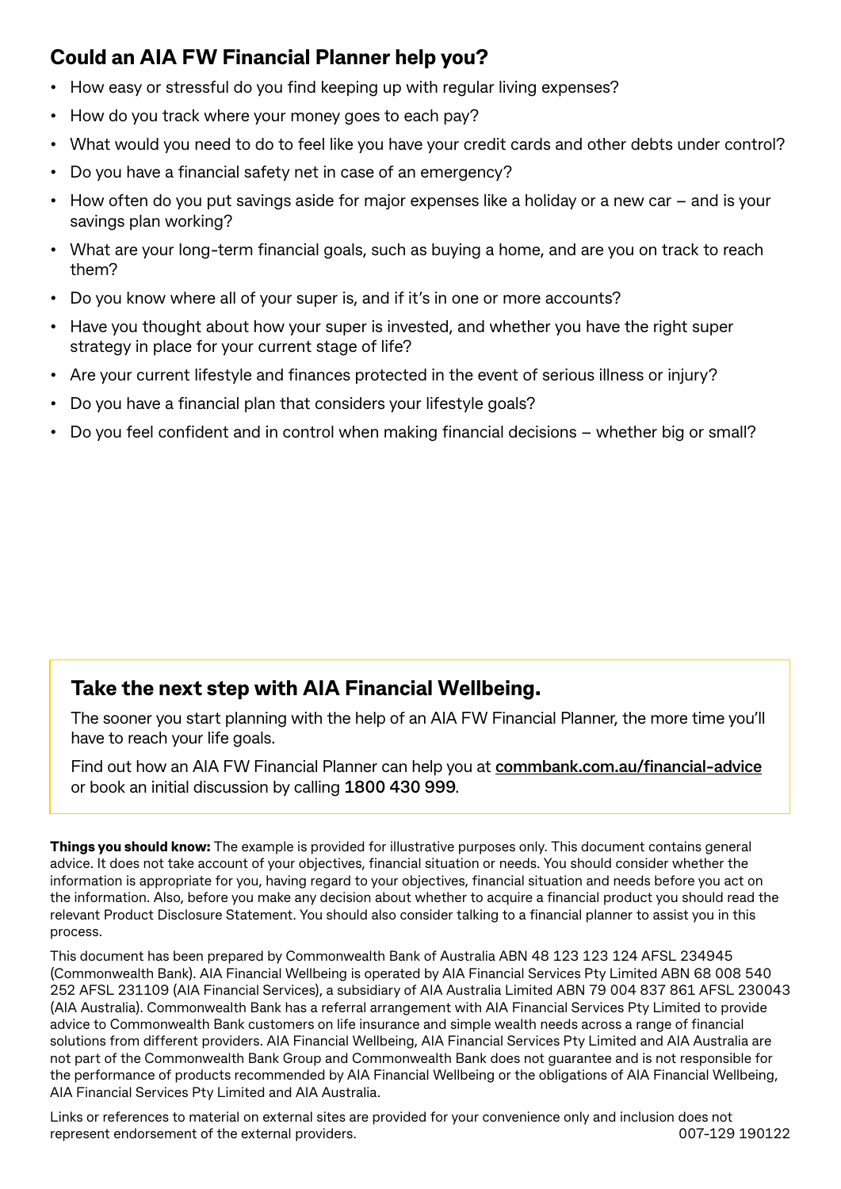## Could an AIA FW Financial Planner help you?

- How easy or stressful do you find keeping up with regular living expenses?
- How do you track where your money goes to each pay?
- What would you need to do to feel like you have your credit cards and other debts under control?
- Do you have a financial safety net in case of an emergency?
- How often do you put savings aside for major expenses like a holiday or a new car – and is your savings plan working?
- What are your long-term financial goals, such as buying a home, and are you on track to reach them?
- Do you know where all of your super is, and if it's in one or more accounts?
- Have you thought about how your super is invested, and whether you have the right super strategy in place for your current stage of life?
- Are your current lifestyle and finances protected in the event of serious illness or injury?
- Do you have a financial plan that considers your lifestyle goals?
- Do you feel confident and in control when making financial decisions – whether big or small?

### Take the next step with AIA Financial Wellbeing.

The sooner you start planning with the help of an AIA FW Financial Planner, the more time you'll have to reach your life goals.

Find out how an AIA FW Financial Planner can help you at **commbank.com.au/financial-advice** or book an initial discussion by calling **1800 430 999**.

**Things you should know:** The example is provided for illustrative purposes only. This document contains general advice. It does not take account of your objectives, financial situation or needs. You should consider whether the information is appropriate for you, having regard to your objectives, financial situation and needs before you act on the information. Also, before you make any decision about whether to acquire a financial product you should read the relevant Product Disclosure Statement. You should also consider talking to a financial planner to assist you in this process.

This document has been prepared by Commonwealth Bank of Australia ABN 48 123 123 124 AFSL 234945 (Commonwealth Bank). AIA Financial Wellbeing is operated by AIA Financial Services Pty Limited ABN 68 008 540 252 AFSL 231109 (AIA Financial Services), a subsidiary of AIA Australia Limited ABN 79 004 837 861 AFSL 230043 (AIA Australia). Commonwealth Bank has a referral arrangement with AIA Financial Services Pty Limited to provide advice to Commonwealth Bank customers on life insurance and simple wealth needs across a range of financial solutions from different providers. AIA Financial Wellbeing, AIA Financial Services Pty Limited and AIA Australia are not part of the Commonwealth Bank Group and Commonwealth Bank does not guarantee and is not responsible for the performance of products recommended by AIA Financial Wellbeing or the obligations of AIA Financial Wellbeing, AIA Financial Services Pty Limited and AIA Australia.

Links or references to material on external sites are provided for your convenience only and inclusion does not represent endorsement of the external providers.

007-129 190122